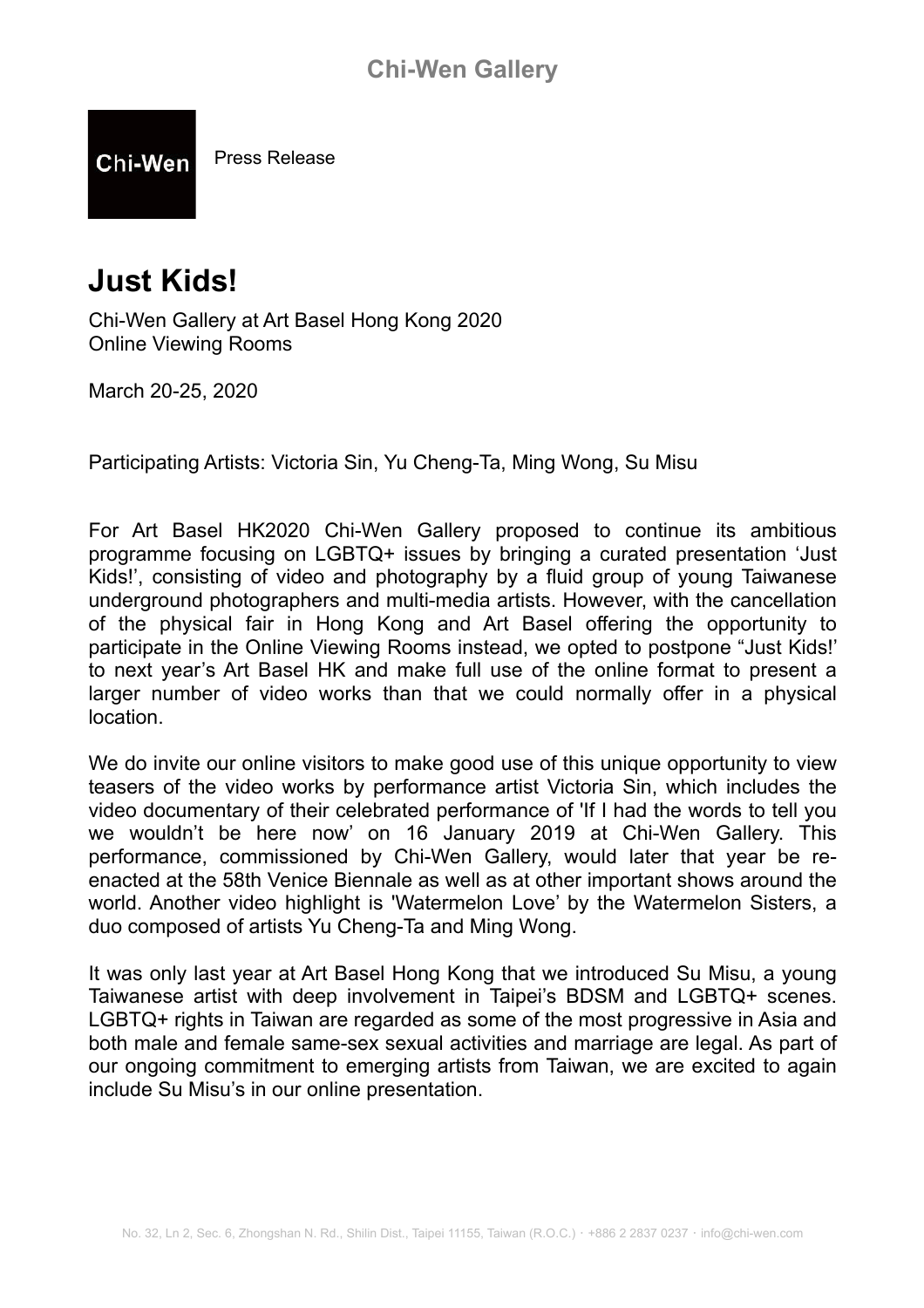Chi-Wen Gallery

Chi-Wen

Press Release

# Just Kids!

Chi-Wen Gallery at Art Basel Hong Kong 2020
Online Viewing Rooms

March 20-25, 2020

Participating Artists: Victoria Sin, Yu Cheng-Ta, Ming Wong, Su Misu

For Art Basel HK2020 Chi-Wen Gallery proposed to continue its ambitious programme focusing on LGBTQ+ issues by bringing a curated presentation 'Just Kids!', consisting of video and photography by a fluid group of young Taiwanese underground photographers and multi-media artists. However, with the cancellation of the physical fair in Hong Kong and Art Basel offering the opportunity to participate in the Online Viewing Rooms instead, we opted to postpone "Just Kids!' to next year's Art Basel HK and make full use of the online format to present a larger number of video works than that we could normally offer in a physical location.

We do invite our online visitors to make good use of this unique opportunity to view teasers of the video works by performance artist Victoria Sin, which includes the video documentary of their celebrated performance of 'If I had the words to tell you we wouldn't be here now' on 16 January 2019 at Chi-Wen Gallery. This performance, commissioned by Chi-Wen Gallery, would later that year be re-enacted at the 58th Venice Biennale as well as at other important shows around the world. Another video highlight is 'Watermelon Love' by the Watermelon Sisters, a duo composed of artists Yu Cheng-Ta and Ming Wong.

It was only last year at Art Basel Hong Kong that we introduced Su Misu, a young Taiwanese artist with deep involvement in Taipei's BDSM and LGBTQ+ scenes. LGBTQ+ rights in Taiwan are regarded as some of the most progressive in Asia and both male and female same-sex sexual activities and marriage are legal. As part of our ongoing commitment to emerging artists from Taiwan, we are excited to again include Su Misu's in our online presentation.

No. 32, Ln 2, Sec. 6, Zhongshan N. Rd., Shilin Dist., Taipei 11155, Taiwan (R.O.C.) · +886 2 2837 0237 · info@chi-wen.com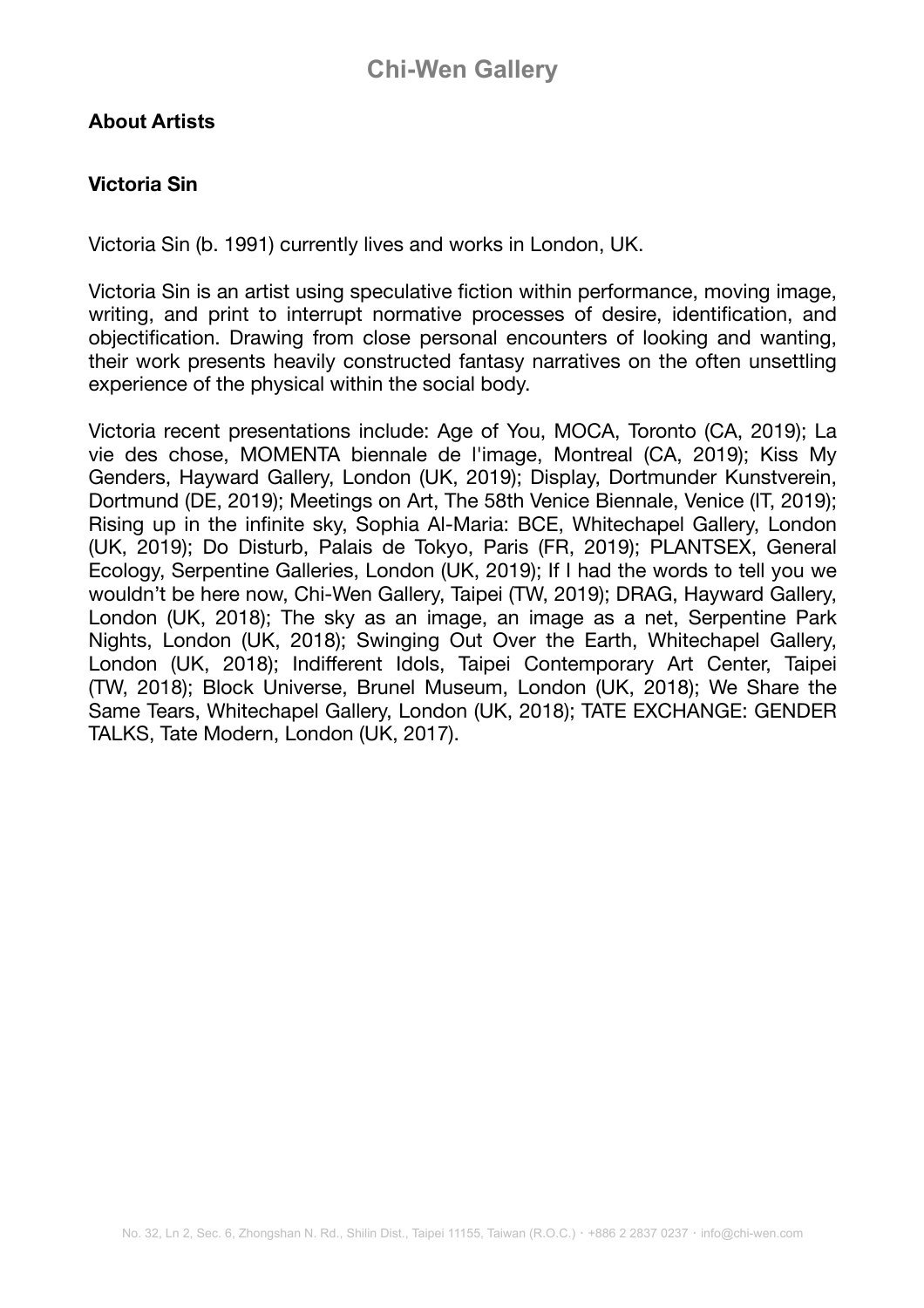## About Artists

### Victoria Sin

Victoria Sin (b. 1991) currently lives and works in London, UK.

Victoria Sin is an artist using speculative fiction within performance, moving image, writing, and print to interrupt normative processes of desire, identification, and objectification. Drawing from close personal encounters of looking and wanting, their work presents heavily constructed fantasy narratives on the often unsettling experience of the physical within the social body.

Victoria recent presentations include: Age of You, MOCA, Toronto (CA, 2019); La vie des chose, MOMENTA biennale de l'image, Montreal (CA, 2019); Kiss My Genders, Hayward Gallery, London (UK, 2019); Display, Dortmunder Kunstverein, Dortmund (DE, 2019); Meetings on Art, The 58th Venice Biennale, Venice (IT, 2019); Rising up in the infinite sky, Sophia Al-Maria: BCE, Whitechapel Gallery, London (UK, 2019); Do Disturb, Palais de Tokyo, Paris (FR, 2019); PLANTSEX, General Ecology, Serpentine Galleries, London (UK, 2019); If I had the words to tell you we wouldn't be here now, Chi-Wen Gallery, Taipei (TW, 2019); DRAG, Hayward Gallery, London (UK, 2018); The sky as an image, an image as a net, Serpentine Park Nights, London (UK, 2018); Swinging Out Over the Earth, Whitechapel Gallery, London (UK, 2018); Indifferent Idols, Taipei Contemporary Art Center, Taipei (TW, 2018); Block Universe, Brunel Museum, London (UK, 2018); We Share the Same Tears, Whitechapel Gallery, London (UK, 2018); TATE EXCHANGE: GENDER TALKS, Tate Modern, London (UK, 2017).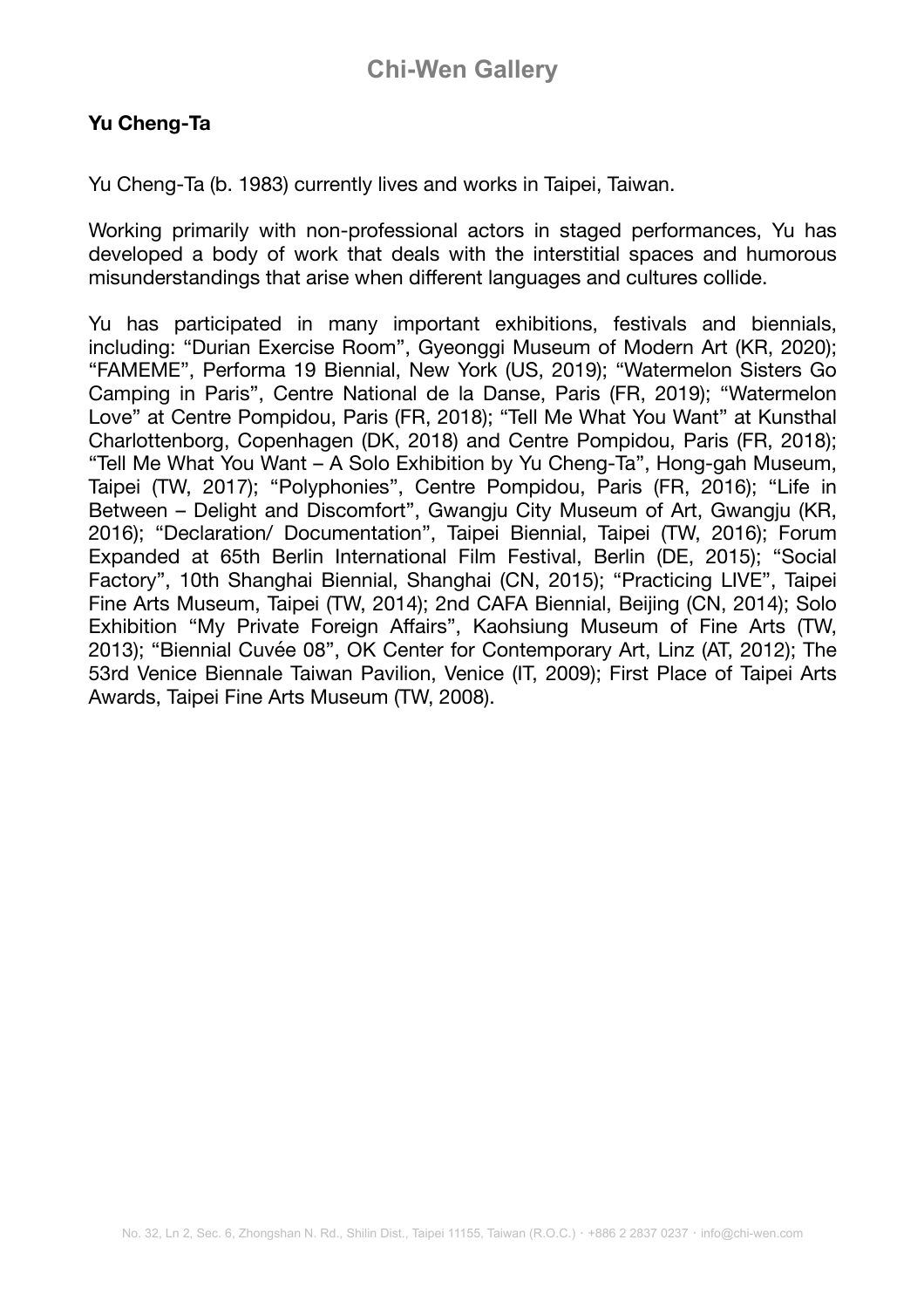# Chi-Wen Gallery

**Yu Cheng-Ta**

Yu Cheng-Ta (b. 1983) currently lives and works in Taipei, Taiwan.

Working primarily with non-professional actors in staged performances, Yu has developed a body of work that deals with the interstitial spaces and humorous misunderstandings that arise when different languages and cultures collide.

Yu has participated in many important exhibitions, festivals and biennials, including: "Durian Exercise Room", Gyeonggi Museum of Modern Art (KR, 2020); "FAMEME", Performa 19 Biennial, New York (US, 2019); "Watermelon Sisters Go Camping in Paris", Centre National de la Danse, Paris (FR, 2019); "Watermelon Love" at Centre Pompidou, Paris (FR, 2018); "Tell Me What You Want" at Kunsthal Charlottenborg, Copenhagen (DK, 2018) and Centre Pompidou, Paris (FR, 2018); "Tell Me What You Want – A Solo Exhibition by Yu Cheng-Ta", Hong-gah Museum, Taipei (TW, 2017); "Polyphonies", Centre Pompidou, Paris (FR, 2016); "Life in Between – Delight and Discomfort", Gwangju City Museum of Art, Gwangju (KR, 2016); "Declaration/ Documentation", Taipei Biennial, Taipei (TW, 2016); Forum Expanded at 65th Berlin International Film Festival, Berlin (DE, 2015); "Social Factory", 10th Shanghai Biennial, Shanghai (CN, 2015); "Practicing LIVE", Taipei Fine Arts Museum, Taipei (TW, 2014); 2nd CAFA Biennial, Beijing (CN, 2014); Solo Exhibition "My Private Foreign Affairs", Kaohsiung Museum of Fine Arts (TW, 2013); "Biennial Cuvée 08", OK Center for Contemporary Art, Linz (AT, 2012); The 53rd Venice Biennale Taiwan Pavilion, Venice (IT, 2009); First Place of Taipei Arts Awards, Taipei Fine Arts Museum (TW, 2008).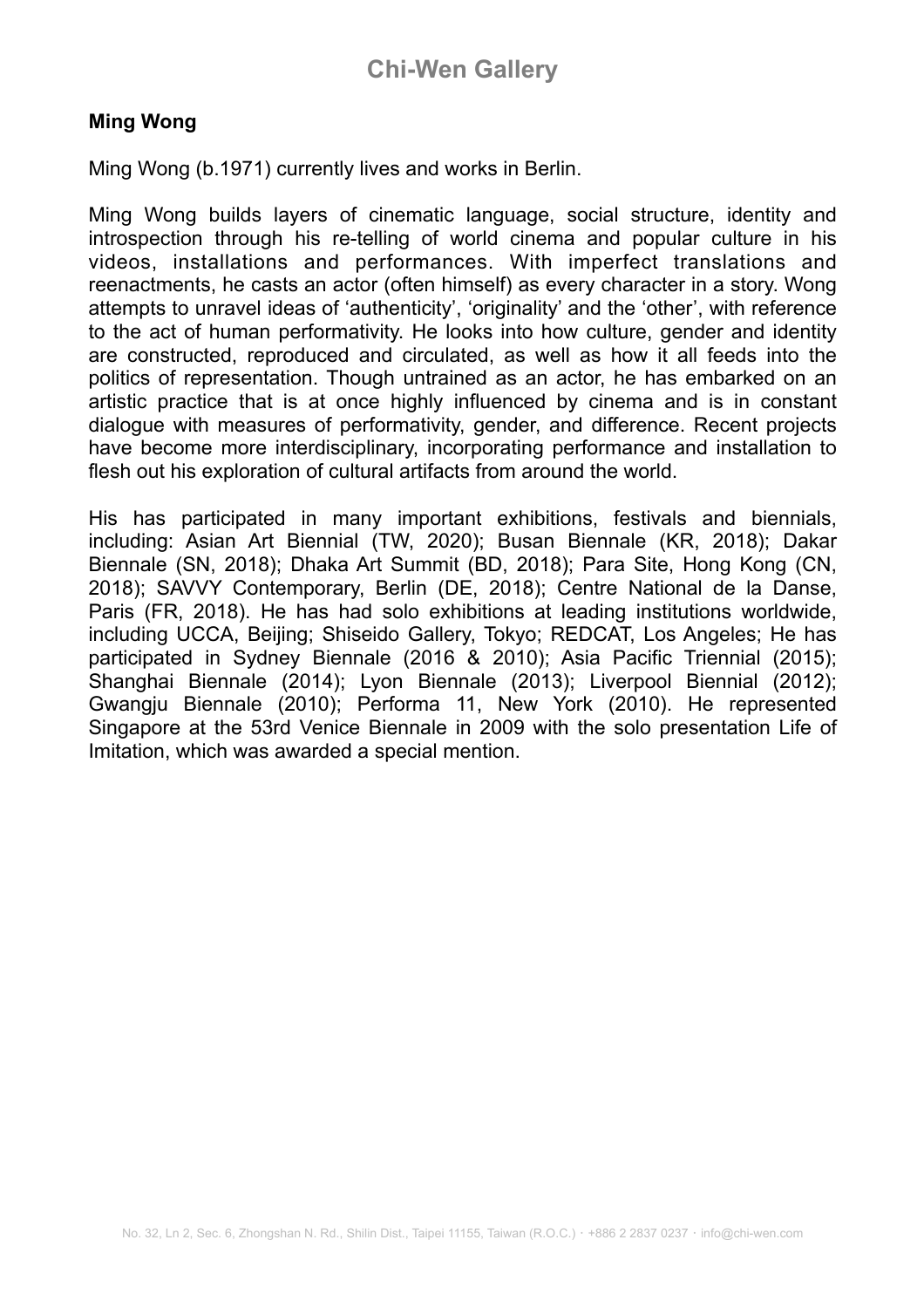# Chi-Wen Gallery

**Ming Wong**

Ming Wong (b.1971) currently lives and works in Berlin.

Ming Wong builds layers of cinematic language, social structure, identity and introspection through his re-telling of world cinema and popular culture in his videos, installations and performances. With imperfect translations and reenactments, he casts an actor (often himself) as every character in a story. Wong attempts to unravel ideas of 'authenticity', 'originality' and the 'other', with reference to the act of human performativity. He looks into how culture, gender and identity are constructed, reproduced and circulated, as well as how it all feeds into the politics of representation. Though untrained as an actor, he has embarked on an artistic practice that is at once highly influenced by cinema and is in constant dialogue with measures of performativity, gender, and difference. Recent projects have become more interdisciplinary, incorporating performance and installation to flesh out his exploration of cultural artifacts from around the world.

His has participated in many important exhibitions, festivals and biennials, including: Asian Art Biennial (TW, 2020); Busan Biennale (KR, 2018); Dakar Biennale (SN, 2018); Dhaka Art Summit (BD, 2018); Para Site, Hong Kong (CN, 2018); SAVVY Contemporary, Berlin (DE, 2018); Centre National de la Danse, Paris (FR, 2018). He has had solo exhibitions at leading institutions worldwide, including UCCA, Beijing; Shiseido Gallery, Tokyo; REDCAT, Los Angeles; He has participated in Sydney Biennale (2016 & 2010); Asia Pacific Triennial (2015); Shanghai Biennale (2014); Lyon Biennale (2013); Liverpool Biennial (2012); Gwangju Biennale (2010); Performa 11, New York (2010). He represented Singapore at the 53rd Venice Biennale in 2009 with the solo presentation Life of Imitation, which was awarded a special mention.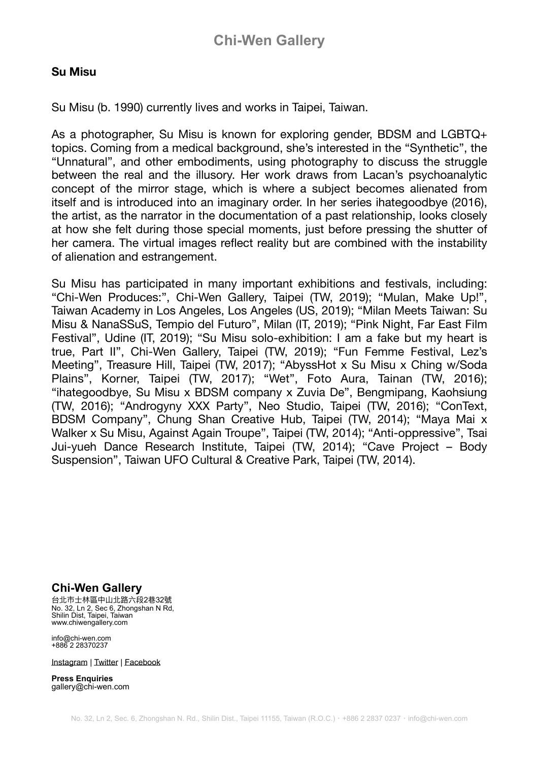## Su Misu

Su Misu (b. 1990) currently lives and works in Taipei, Taiwan.

As a photographer, Su Misu is known for exploring gender, BDSM and LGBTQ+ topics. Coming from a medical background, she's interested in the "Synthetic", the "Unnatural", and other embodiments, using photography to discuss the struggle between the real and the illusory. Her work draws from Lacan's psychoanalytic concept of the mirror stage, which is where a subject becomes alienated from itself and is introduced into an imaginary order. In her series ihategoodbye (2016), the artist, as the narrator in the documentation of a past relationship, looks closely at how she felt during those special moments, just before pressing the shutter of her camera. The virtual images reflect reality but are combined with the instability of alienation and estrangement.

Su Misu has participated in many important exhibitions and festivals, including: "Chi-Wen Produces:", Chi-Wen Gallery, Taipei (TW, 2019); "Mulan, Make Up!", Taiwan Academy in Los Angeles, Los Angeles (US, 2019); "Milan Meets Taiwan: Su Misu & NanaSSuS, Tempio del Futuro", Milan (IT, 2019); "Pink Night, Far East Film Festival", Udine (IT, 2019); "Su Misu solo-exhibition: I am a fake but my heart is true, Part II", Chi-Wen Gallery, Taipei (TW, 2019); "Fun Femme Festival, Lez's Meeting", Treasure Hill, Taipei (TW, 2017); "AbyssHot x Su Misu x Ching w/Soda Plains", Korner, Taipei (TW, 2017); "Wet", Foto Aura, Tainan (TW, 2016); "ihategoodbye, Su Misu x BDSM company x Zuvia De", Bengmipang, Kaohsiung (TW, 2016); "Androgyny XXX Party", Neo Studio, Taipei (TW, 2016); "ConText, BDSM Company", Chung Shan Creative Hub, Taipei (TW, 2014); "Maya Mai x Walker x Su Misu, Against Again Troupe", Taipei (TW, 2014); "Anti-oppressive", Tsai Jui-yueh Dance Research Institute, Taipei (TW, 2014); "Cave Project – Body Suspension", Taiwan UFO Cultural & Creative Park, Taipei (TW, 2014).

**Chi-Wen Gallery**
台北市士林區中山北路六段2巷32號
No. 32, Ln 2, Sec 6, Zhongshan N Rd,
Shilin Dist, Taipei, Taiwan
www.chiwengallery.com

info@chi-wen.com
+886 2 28370237

Instagram | Twitter | Facebook

**Press Enquiries**
gallery@chi-wen.com